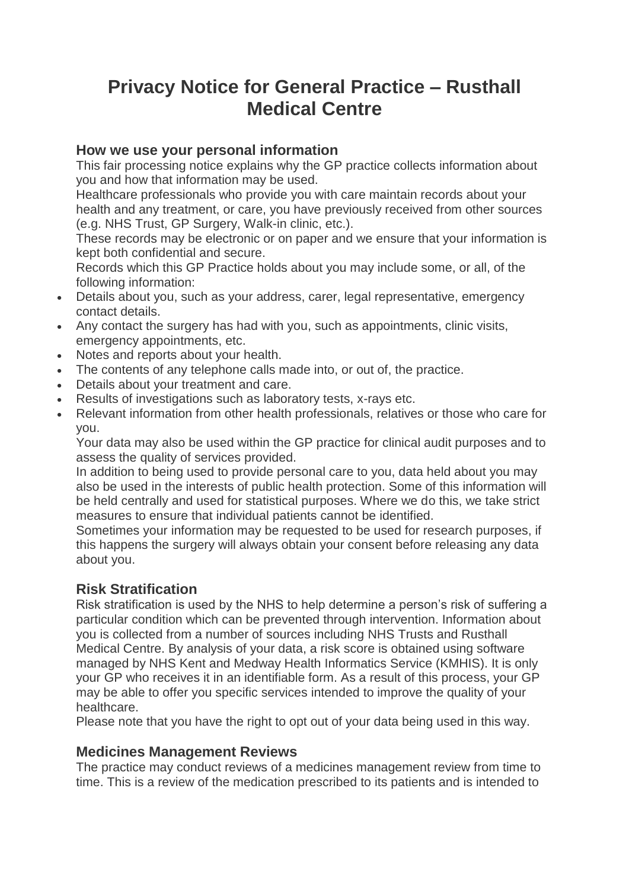# Privacy Notice for General Practice – Rusthall Medical Centre

## How we use your personal information

This fair processing notice explains why the GP practice collects information about you and how that information may be used.

Healthcare professionals who provide you with care maintain records about your health and any treatment, or care, you have previously received from other sources (e.g. NHS Trust, GP Surgery, Walk-in clinic, etc.).

These records may be electronic or on paper and we ensure that your information is kept both confidential and secure.

Records which this GP Practice holds about you may include some, or all, of the following information:

- Details about you, such as your address, carer, legal representative, emergency contact details.
- Any contact the surgery has had with you, such as appointments, clinic visits, emergency appointments, etc.
- Notes and reports about your health.
- The contents of any telephone calls made into, or out of, the practice.
- Details about your treatment and care.
- Results of investigations such as laboratory tests, x-rays etc.
- Relevant information from other health professionals, relatives or those who care for you.

Your data may also be used within the GP practice for clinical audit purposes and to assess the quality of services provided.

In addition to being used to provide personal care to you, data held about you may also be used in the interests of public health protection. Some of this information will be held centrally and used for statistical purposes. Where we do this, we take strict measures to ensure that individual patients cannot be identified.

Sometimes your information may be requested to be used for research purposes, if this happens the surgery will always obtain your consent before releasing any data about you.

## Risk Stratification

Risk stratification is used by the NHS to help determine a person's risk of suffering a particular condition which can be prevented through intervention. Information about you is collected from a number of sources including NHS Trusts and Rusthall Medical Centre. By analysis of your data, a risk score is obtained using software managed by NHS Kent and Medway Health Informatics Service (KMHIS). It is only your GP who receives it in an identifiable form. As a result of this process, your GP may be able to offer you specific services intended to improve the quality of your healthcare.

Please note that you have the right to opt out of your data being used in this way.

## Medicines Management Reviews

The practice may conduct reviews of a medicines management review from time to time. This is a review of the medication prescribed to its patients and is intended to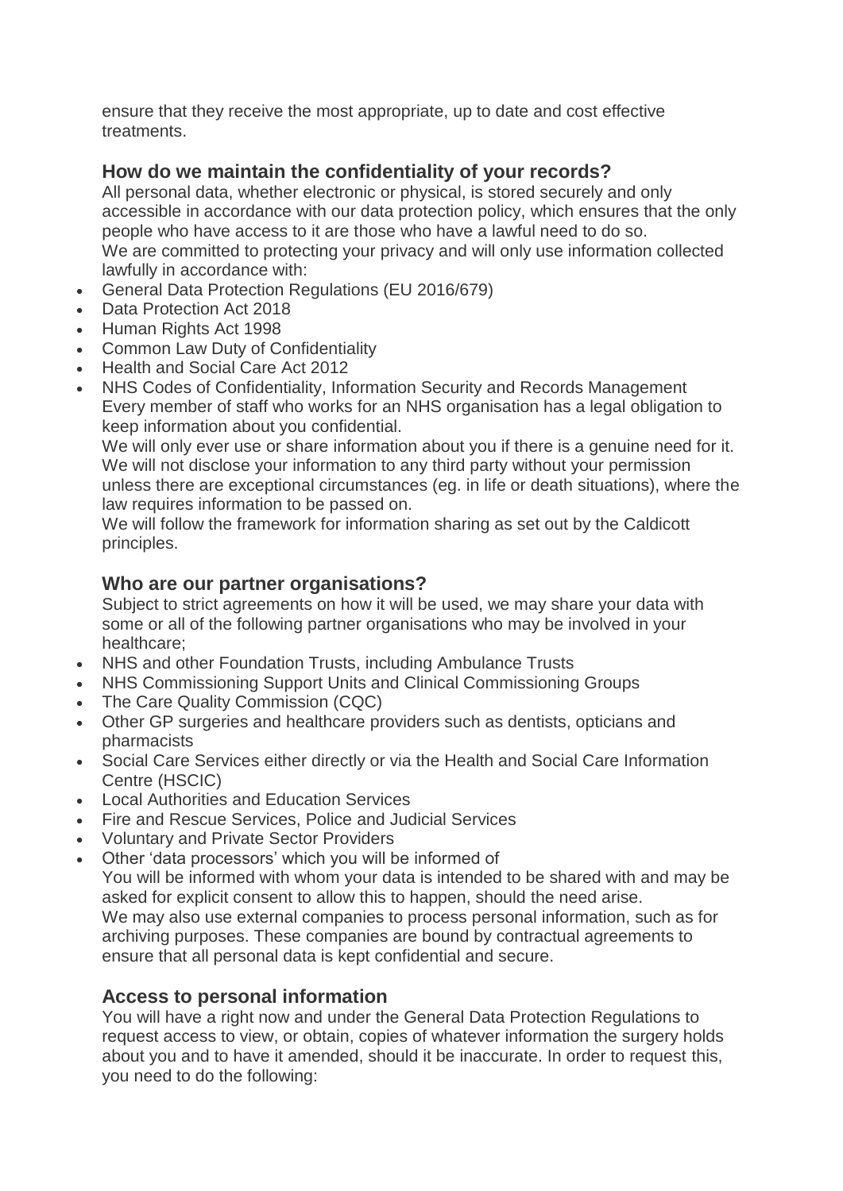ensure that they receive the most appropriate, up to date and cost effective treatments.

### How do we maintain the confidentiality of your records?

All personal data, whether electronic or physical, is stored securely and only accessible in accordance with our data protection policy, which ensures that the only people who have access to it are those who have a lawful need to do so.
We are committed to protecting your privacy and will only use information collected lawfully in accordance with:

- General Data Protection Regulations (EU 2016/679)
- Data Protection Act 2018
- Human Rights Act 1998
- Common Law Duty of Confidentiality
- Health and Social Care Act 2012
- NHS Codes of Confidentiality, Information Security and Records Management

Every member of staff who works for an NHS organisation has a legal obligation to keep information about you confidential.
We will only ever use or share information about you if there is a genuine need for it. We will not disclose your information to any third party without your permission unless there are exceptional circumstances (eg. in life or death situations), where the law requires information to be passed on.
We will follow the framework for information sharing as set out by the Caldicott principles.

### Who are our partner organisations?

Subject to strict agreements on how it will be used, we may share your data with some or all of the following partner organisations who may be involved in your healthcare;

- NHS and other Foundation Trusts, including Ambulance Trusts
- NHS Commissioning Support Units and Clinical Commissioning Groups
- The Care Quality Commission (CQC)
- Other GP surgeries and healthcare providers such as dentists, opticians and pharmacists
- Social Care Services either directly or via the Health and Social Care Information Centre (HSCIC)
- Local Authorities and Education Services
- Fire and Rescue Services, Police and Judicial Services
- Voluntary and Private Sector Providers
- Other 'data processors' which you will be informed of

You will be informed with whom your data is intended to be shared with and may be asked for explicit consent to allow this to happen, should the need arise.
We may also use external companies to process personal information, such as for archiving purposes. These companies are bound by contractual agreements to ensure that all personal data is kept confidential and secure.

### Access to personal information

You will have a right now and under the General Data Protection Regulations to request access to view, or obtain, copies of whatever information the surgery holds about you and to have it amended, should it be inaccurate. In order to request this, you need to do the following: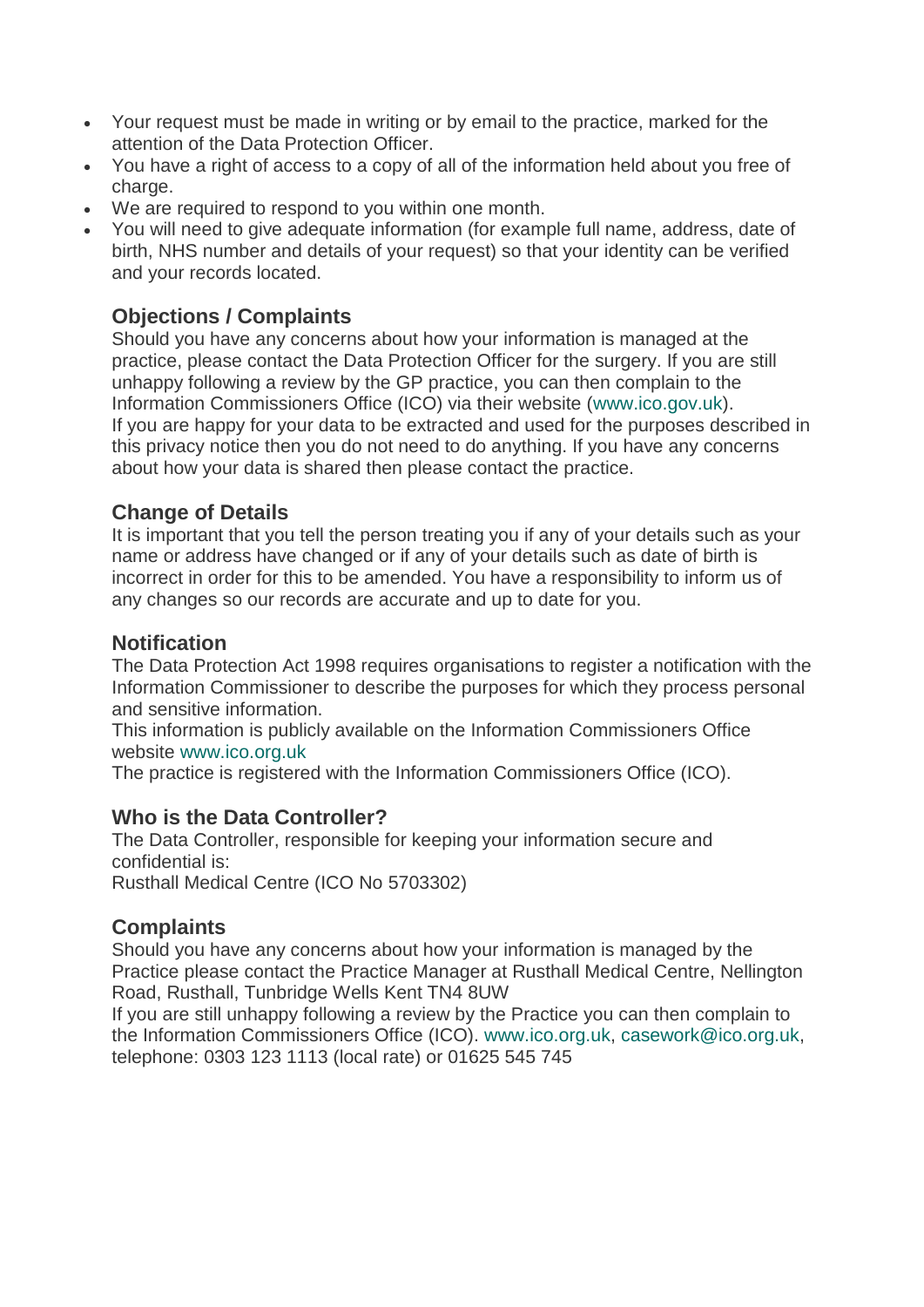- Your request must be made in writing or by email to the practice, marked for the attention of the Data Protection Officer.
- You have a right of access to a copy of all of the information held about you free of charge.
- We are required to respond to you within one month.
- You will need to give adequate information (for example full name, address, date of birth, NHS number and details of your request) so that your identity can be verified and your records located.

### Objections / Complaints

Should you have any concerns about how your information is managed at the practice, please contact the Data Protection Officer for the surgery. If you are still unhappy following a review by the GP practice, you can then complain to the Information Commissioners Office (ICO) via their website (www.ico.gov.uk).
If you are happy for your data to be extracted and used for the purposes described in this privacy notice then you do not need to do anything. If you have any concerns about how your data is shared then please contact the practice.

### Change of Details

It is important that you tell the person treating you if any of your details such as your name or address have changed or if any of your details such as date of birth is incorrect in order for this to be amended. You have a responsibility to inform us of any changes so our records are accurate and up to date for you.

### Notification

The Data Protection Act 1998 requires organisations to register a notification with the Information Commissioner to describe the purposes for which they process personal and sensitive information.
This information is publicly available on the Information Commissioners Office website www.ico.org.uk
The practice is registered with the Information Commissioners Office (ICO).

### Who is the Data Controller?

The Data Controller, responsible for keeping your information secure and confidential is:
Rusthall Medical Centre (ICO No 5703302)

### Complaints

Should you have any concerns about how your information is managed by the Practice please contact the Practice Manager at Rusthall Medical Centre, Nellington Road, Rusthall, Tunbridge Wells Kent TN4 8UW
If you are still unhappy following a review by the Practice you can then complain to the Information Commissioners Office (ICO). www.ico.org.uk, casework@ico.org.uk, telephone: 0303 123 1113 (local rate) or 01625 545 745